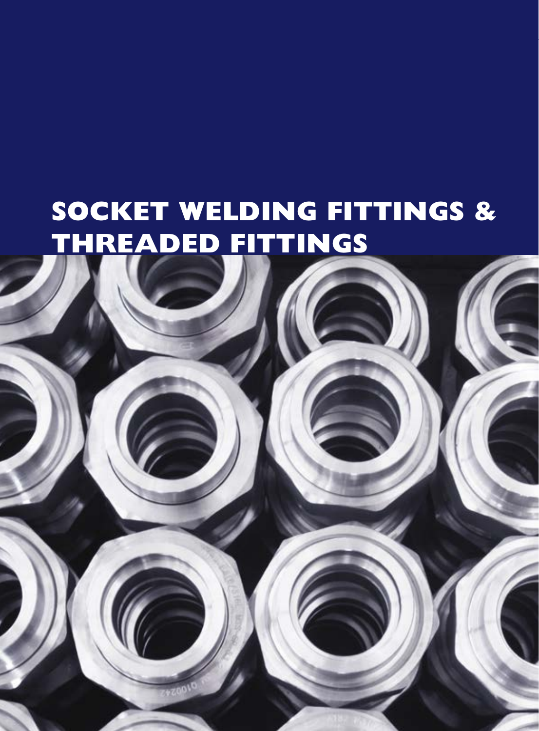# SOCKET WELDING FITTINGS & THREADED FITTINGS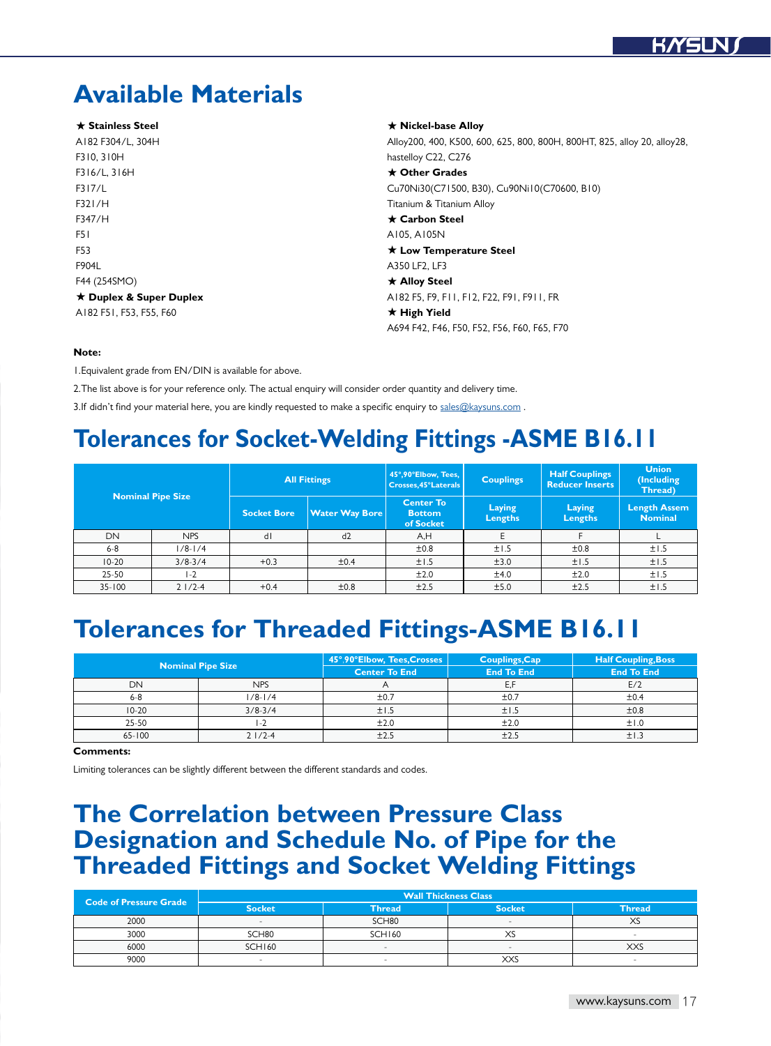# Available Materials

★ **Stainless Steel**

A182 F304/L, 304H
F310, 310H
F316/L, 316H
F317/L
F321/H
F347/H
F51
F53
F904L
F44 (254SMO)

★ **Duplex & Super Duplex**

A182 F51, F53, F55, F60

★ **Nickel-base Alloy**

Alloy200, 400, K500, 600, 625, 800, 800H, 800HT, 825, alloy 20, alloy28, hastelloy C22, C276

★ **Other Grades**

Cu70Ni30(C71500, B30), Cu90Ni10(C70600, B10)
Titanium & Titanium Alloy

★ **Carbon Steel**

A105, A105N

★ **Low Temperature Steel**

A350 LF2, LF3

★ **Alloy Steel**

A182 F5, F9, F11, F12, F22, F91, F911, FR

★ **High Yield**

A694 F42, F46, F50, F52, F56, F60, F65, F70

**Note:**

1.Equivalent grade from EN/DIN is available for above.

2.The list above is for your reference only. The actual enquiry will consider order quantity and delivery time.

3.If didn't find your material here, you are kindly requested to make a specific enquiry to sales@kaysuns.com .

# Tolerances for Socket-Welding Fittings -ASME B16.11

| Nominal Pipe Size | | All Fittings | | 45°,90°Elbow, Tees, Crosses,45°Laterals | Couplings | Half Couplings Reducer Inserts | Union (Including Thread) |
|---|---|---|---|---|---|---|---|
| | | Socket Bore | Water Way Bore | Center To Bottom of Socket | Laying Lengths | Laying Lengths | Length Assem Nominal |
| DN | NPS | d1 | d2 | A,H | E | F | L |
| 6-8 | 1/8-1/4 | | | ±0.8 | ±1.5 | ±0.8 | ±1.5 |
| 10-20 | 3/8-3/4 | +0.3 | ±0.4 | ±1.5 | ±3.0 | ±1.5 | ±1.5 |
| 25-50 | 1-2 | | | ±2.0 | ±4.0 | ±2.0 | ±1.5 |
| 35-100 | 2 1/2-4 | +0.4 | ±0.8 | ±2.5 | ±5.0 | ±2.5 | ±1.5 |

# Tolerances for Threaded Fittings-ASME B16.11

| Nominal Pipe Size | | 45°,90°Elbow, Tees,Crosses | Couplings,Cap | Half Coupling,Boss |
|---|---|---|---|---|
| | | Center To End | End To End | End To End |
| DN | NPS | A | E,F | E/2 |
| 6-8 | 1/8-1/4 | ±0.7 | ±0.7 | ±0.4 |
| 10-20 | 3/8-3/4 | ±1.5 | ±1.5 | ±0.8 |
| 25-50 | 1-2 | ±2.0 | ±2.0 | ±1.0 |
| 65-100 | 2 1/2-4 | ±2.5 | ±2.5 | ±1.3 |

**Comments:**

Limiting tolerances can be slightly different between the different standards and codes.

# The Correlation between Pressure Class Designation and Schedule No. of Pipe for the Threaded Fittings and Socket Welding Fittings

| Code of Pressure Grade | Wall Thickness Class | | | |
|---|---|---|---|---|
| | Socket | Thread | Socket | Thread |
| 2000 | - | SCH80 | - | XS |
| 3000 | SCH80 | SCH160 | XS | - |
| 6000 | SCH160 | - | - | XXS |
| 9000 | - | - | XXS | - |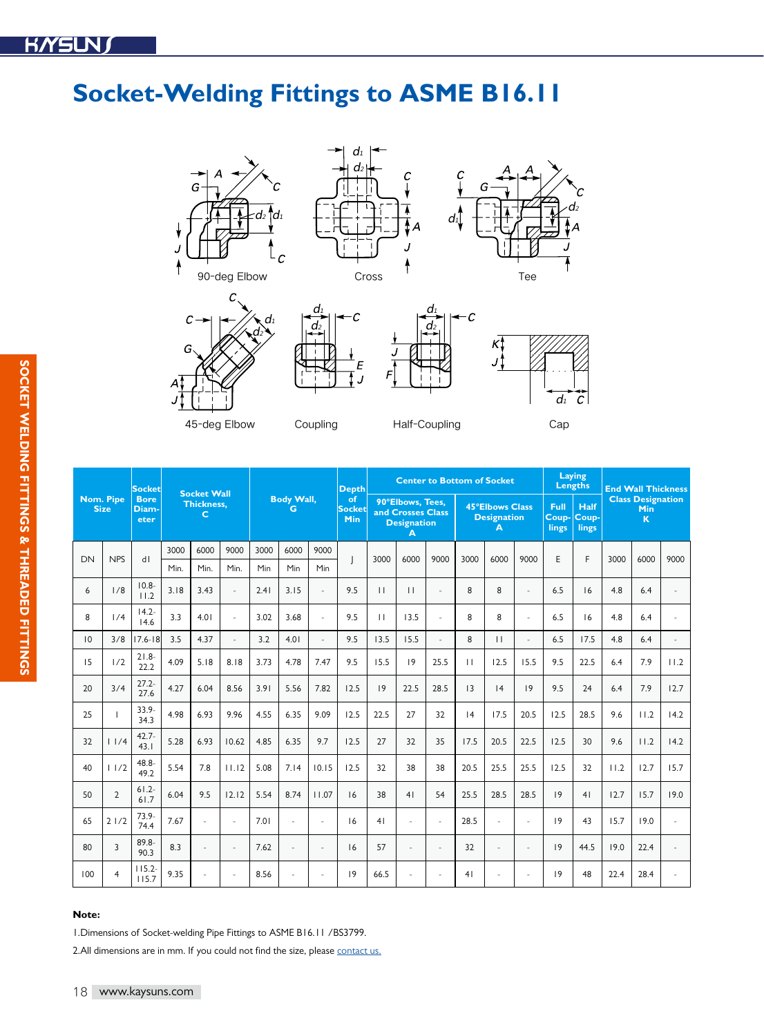# Socket-Welding Fittings to ASME B16.11

90-deg Elbow

Cross

Tee

45-deg Elbow

Coupling

Half-Coupling

Cap

| Nom. Pipe Size | | Socket Bore Diameter | Socket Wall Thickness, C | | | Body Wall, G | | | Depth of Socket Min | Center to Bottom of Socket | | | | | | Laying Lengths | | End Wall Thickness Class Designation Min K | | |
|---|---|---|---|---|---|---|---|---|---|---|---|---|---|---|---|---|---|---|---|---|
| | | | | | | | | | | 90°Elbows, Tees, and Crosses Class Designation A | | | 45°Elbows Class Designation A | | | Full Couplings | Half Couplings | | | |
| DN | NPS | dl | 3000 Min. | 6000 Min. | 9000 Min. | 3000 Min | 6000 Min | 9000 Min | J | 3000 | 6000 | 9000 | 3000 | 6000 | 9000 | E | F | 3000 | 6000 | 9000 |
| 6 | 1/8 | 10.8-11.2 | 3.18 | 3.43 | - | 2.41 | 3.15 | - | 9.5 | 11 | 11 | - | 8 | 8 | - | 6.5 | 16 | 4.8 | 6.4 | - |
| 8 | 1/4 | 14.2-14.6 | 3.3 | 4.01 | - | 3.02 | 3.68 | - | 9.5 | 11 | 13.5 | - | 8 | 8 | - | 6.5 | 16 | 4.8 | 6.4 | - |
| 10 | 3/8 | 17.6-18 | 3.5 | 4.37 | - | 3.2 | 4.01 | - | 9.5 | 13.5 | 15.5 | - | 8 | 11 | - | 6.5 | 17.5 | 4.8 | 6.4 | - |
| 15 | 1/2 | 21.8-22.2 | 4.09 | 5.18 | 8.18 | 3.73 | 4.78 | 7.47 | 9.5 | 15.5 | 19 | 25.5 | 11 | 12.5 | 15.5 | 9.5 | 22.5 | 6.4 | 7.9 | 11.2 |
| 20 | 3/4 | 27.2-27.6 | 4.27 | 6.04 | 8.56 | 3.91 | 5.56 | 7.82 | 12.5 | 19 | 22.5 | 28.5 | 13 | 14 | 19 | 9.5 | 24 | 6.4 | 7.9 | 12.7 |
| 25 | 1 | 33.9-34.3 | 4.98 | 6.93 | 9.96 | 4.55 | 6.35 | 9.09 | 12.5 | 22.5 | 27 | 32 | 14 | 17.5 | 20.5 | 12.5 | 28.5 | 9.6 | 11.2 | 14.2 |
| 32 | 1 1/4 | 42.7-43.1 | 5.28 | 6.93 | 10.62 | 4.85 | 6.35 | 9.7 | 12.5 | 27 | 32 | 35 | 17.5 | 20.5 | 22.5 | 12.5 | 30 | 9.6 | 11.2 | 14.2 |
| 40 | 1 1/2 | 48.8-49.2 | 5.54 | 7.8 | 11.12 | 5.08 | 7.14 | 10.15 | 12.5 | 32 | 38 | 38 | 20.5 | 25.5 | 25.5 | 12.5 | 32 | 11.2 | 12.7 | 15.7 |
| 50 | 2 | 61.2-61.7 | 6.04 | 9.5 | 12.12 | 5.54 | 8.74 | 11.07 | 16 | 38 | 41 | 54 | 25.5 | 28.5 | 28.5 | 19 | 41 | 12.7 | 15.7 | 19.0 |
| 65 | 2 1/2 | 73.9-74.4 | 7.67 | - | - | 7.01 | - | - | 16 | 41 | - | - | 28.5 | - | - | 19 | 43 | 15.7 | 19.0 | - |
| 80 | 3 | 89.8-90.3 | 8.3 | - | - | 7.62 | - | - | 16 | 57 | - | - | 32 | - | - | 19 | 44.5 | 19.0 | 22.4 | - |
| 100 | 4 | 115.2-115.7 | 9.35 | - | - | 8.56 | - | - | 19 | 66.5 | - | - | 41 | - | - | 19 | 48 | 22.4 | 28.4 | - |

**Note:**

1.Dimensions of Socket-welding Pipe Fittings to ASME B16.11 /BS3799.

2.All dimensions are in mm. If you could not find the size, please contact us.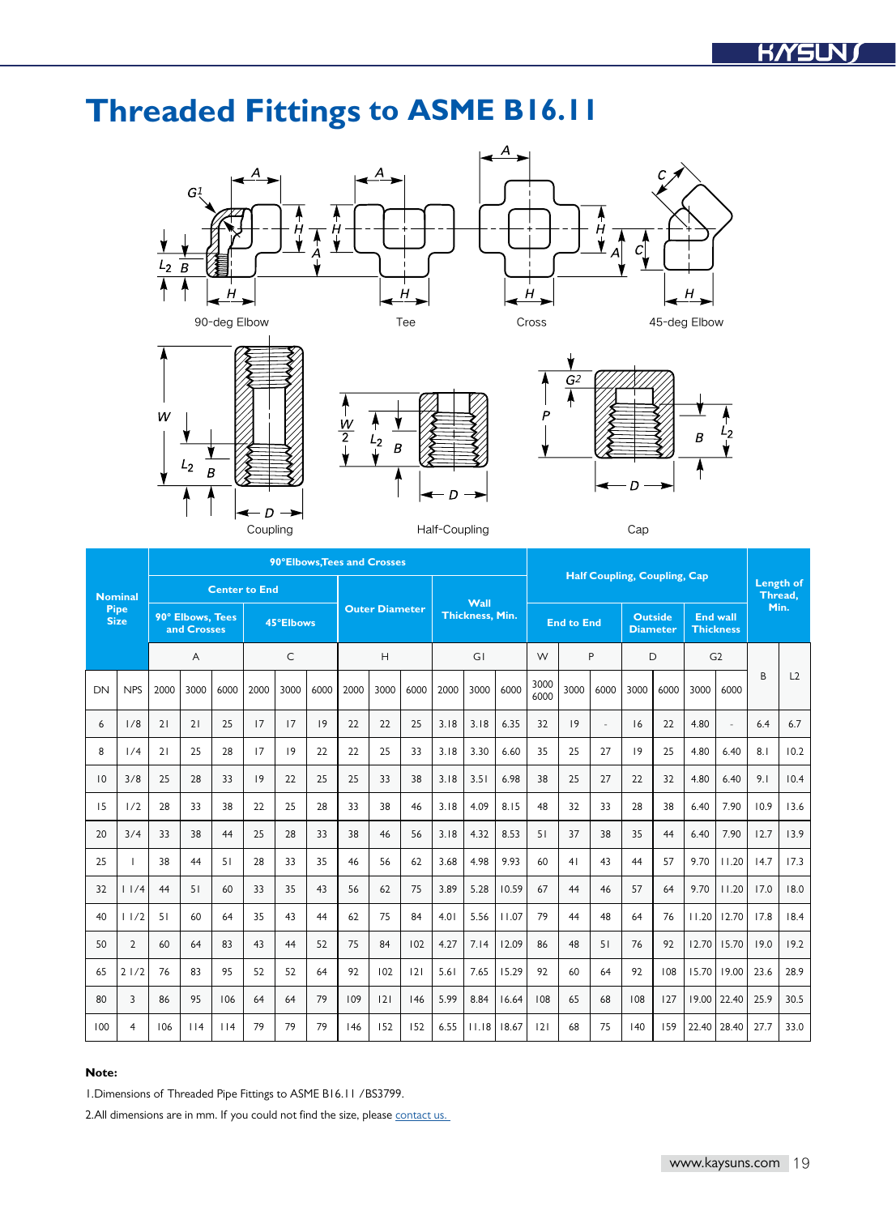# Threaded Fittings to ASME B16.11

90-deg Elbow

Tee

Cross

45-deg Elbow

Coupling

Half-Coupling

Cap

| Nominal Pipe Size | | 90°Elbows,Tees and Crosses | | | | | | | | | | | | Half Coupling, Coupling, Cap | | | | | | | Length of Thread, Min. | |
|---|---|---|---|---|---|---|---|---|---|---|---|---|---|---|---|---|---|---|---|---|---|---|
| | | Center to End | | | | | | Outer Diameter | | | Wall Thickness, Min. | | | End to End | | | Outside Diameter | | End wall Thickness | | | |
| | | 90° Elbows, Tees and Crosses | | | 45°Elbows | | | | | | | | | | | | | | | | | |
| | | A | | | C | | | H | | | G1 | | | W | P | | D | | G2 | | B | L2 |
| DN | NPS | 2000 | 3000 | 6000 | 2000 | 3000 | 6000 | 2000 | 3000 | 6000 | 2000 | 3000 | 6000 | 3000 6000 | 3000 | 6000 | 3000 | 6000 | 3000 | 6000 | | |
| 6 | 1/8 | 21 | 21 | 25 | 17 | 17 | 19 | 22 | 22 | 25 | 3.18 | 3.18 | 6.35 | 32 | 19 | - | 16 | 22 | 4.80 | - | 6.4 | 6.7 |
| 8 | 1/4 | 21 | 25 | 28 | 17 | 19 | 22 | 22 | 25 | 33 | 3.18 | 3.30 | 6.60 | 35 | 25 | 27 | 19 | 25 | 4.80 | 6.40 | 8.1 | 10.2 |
| 10 | 3/8 | 25 | 28 | 33 | 19 | 22 | 25 | 25 | 33 | 38 | 3.18 | 3.51 | 6.98 | 38 | 25 | 27 | 22 | 32 | 4.80 | 6.40 | 9.1 | 10.4 |
| 15 | 1/2 | 28 | 33 | 38 | 22 | 25 | 28 | 33 | 38 | 46 | 3.18 | 4.09 | 8.15 | 48 | 32 | 33 | 28 | 38 | 6.40 | 7.90 | 10.9 | 13.6 |
| 20 | 3/4 | 33 | 38 | 44 | 25 | 28 | 33 | 38 | 46 | 56 | 3.18 | 4.32 | 8.53 | 51 | 37 | 38 | 35 | 44 | 6.40 | 7.90 | 12.7 | 13.9 |
| 25 | 1 | 38 | 44 | 51 | 28 | 33 | 35 | 46 | 56 | 62 | 3.68 | 4.98 | 9.93 | 60 | 41 | 43 | 44 | 57 | 9.70 | 11.20 | 14.7 | 17.3 |
| 32 | 1 1/4 | 44 | 51 | 60 | 33 | 35 | 43 | 56 | 62 | 75 | 3.89 | 5.28 | 10.59 | 67 | 44 | 46 | 57 | 64 | 9.70 | 11.20 | 17.0 | 18.0 |
| 40 | 1 1/2 | 51 | 60 | 64 | 35 | 43 | 44 | 62 | 75 | 84 | 4.01 | 5.56 | 11.07 | 79 | 44 | 48 | 64 | 76 | 11.20 | 12.70 | 17.8 | 18.4 |
| 50 | 2 | 60 | 64 | 83 | 43 | 44 | 52 | 75 | 84 | 102 | 4.27 | 7.14 | 12.09 | 86 | 48 | 51 | 76 | 92 | 12.70 | 15.70 | 19.0 | 19.2 |
| 65 | 2 1/2 | 76 | 83 | 95 | 52 | 52 | 64 | 92 | 102 | 121 | 5.61 | 7.65 | 15.29 | 92 | 60 | 64 | 92 | 108 | 15.70 | 19.00 | 23.6 | 28.9 |
| 80 | 3 | 86 | 95 | 106 | 64 | 64 | 79 | 109 | 121 | 146 | 5.99 | 8.84 | 16.64 | 108 | 65 | 68 | 108 | 127 | 19.00 | 22.40 | 25.9 | 30.5 |
| 100 | 4 | 106 | 114 | 114 | 79 | 79 | 79 | 146 | 152 | 152 | 6.55 | 11.18 | 18.67 | 121 | 68 | 75 | 140 | 159 | 22.40 | 28.40 | 27.7 | 33.0 |

**Note:**

1.Dimensions of Threaded Pipe Fittings to ASME B16.11 /BS3799.

2.All dimensions are in mm. If you could not find the size, please contact us.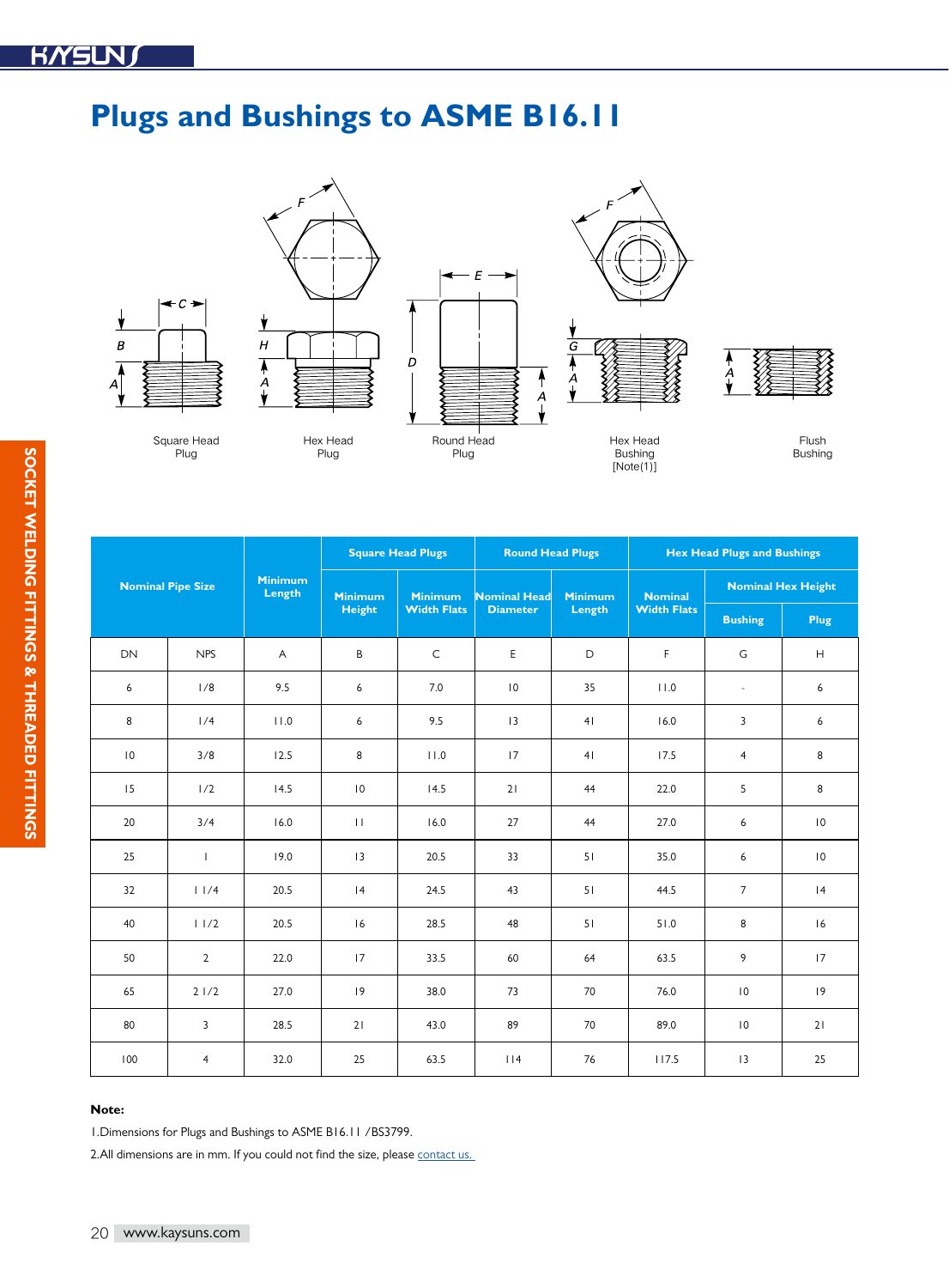# Plugs and Bushings to ASME B16.11

Square Head Plug

Hex Head Plug

Round Head Plug

Hex Head Bushing [Note(1)]

Flush Bushing

| Nominal Pipe Size | | Minimum Length | Square Head Plugs | | Round Head Plugs | | Hex Head Plugs and Bushings | | |
|---|---|---|---|---|---|---|---|---|---|
| | | | Minimum Height | Minimum Width Flats | Nominal Head Diameter | Minimum Length | Nominal Width Flats | Nominal Hex Height | |
| | | | | | | | | Bushing | Plug |
| DN | NPS | A | B | C | E | D | F | G | H |
| 6 | 1/8 | 9.5 | 6 | 7.0 | 10 | 35 | 11.0 | - | 6 |
| 8 | 1/4 | 11.0 | 6 | 9.5 | 13 | 41 | 16.0 | 3 | 6 |
| 10 | 3/8 | 12.5 | 8 | 11.0 | 17 | 41 | 17.5 | 4 | 8 |
| 15 | 1/2 | 14.5 | 10 | 14.5 | 21 | 44 | 22.0 | 5 | 8 |
| 20 | 3/4 | 16.0 | 11 | 16.0 | 27 | 44 | 27.0 | 6 | 10 |
| 25 | 1 | 19.0 | 13 | 20.5 | 33 | 51 | 35.0 | 6 | 10 |
| 32 | 1 1/4 | 20.5 | 14 | 24.5 | 43 | 51 | 44.5 | 7 | 14 |
| 40 | 1 1/2 | 20.5 | 16 | 28.5 | 48 | 51 | 51.0 | 8 | 16 |
| 50 | 2 | 22.0 | 17 | 33.5 | 60 | 64 | 63.5 | 9 | 17 |
| 65 | 2 1/2 | 27.0 | 19 | 38.0 | 73 | 70 | 76.0 | 10 | 19 |
| 80 | 3 | 28.5 | 21 | 43.0 | 89 | 70 | 89.0 | 10 | 21 |
| 100 | 4 | 32.0 | 25 | 63.5 | 114 | 76 | 117.5 | 13 | 25 |

**Note:**

1.Dimensions for Plugs and Bushings to ASME B16.11 /BS3799.

2.All dimensions are in mm. If you could not find the size, please contact us.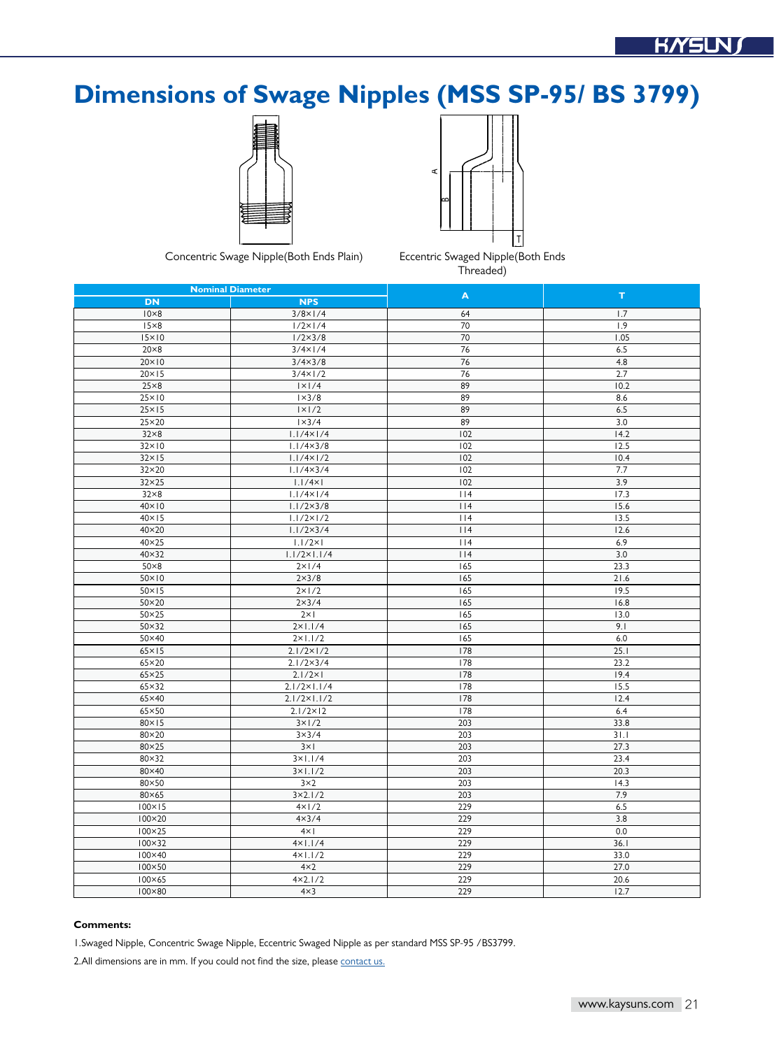# Dimensions of Swage Nipples (MSS SP-95/ BS 3799)

Concentric Swage Nipple(Both Ends Plain)

Eccentric Swaged Nipple(Both Ends Threaded)

| Nominal Diameter | | A | T |
|---|---|---|---|
| DN | NPS | | |
| 10×8 | 3/8×1/4 | 64 | 1.7 |
| 15×8 | 1/2×1/4 | 70 | 1.9 |
| 15×10 | 1/2×3/8 | 70 | 1.05 |
| 20×8 | 3/4×1/4 | 76 | 6.5 |
| 20×10 | 3/4×3/8 | 76 | 4.8 |
| 20×15 | 3/4×1/2 | 76 | 2.7 |
| 25×8 | 1×1/4 | 89 | 10.2 |
| 25×10 | 1×3/8 | 89 | 8.6 |
| 25×15 | 1×1/2 | 89 | 6.5 |
| 25×20 | 1×3/4 | 89 | 3.0 |
| 32×8 | 1.1/4×1/4 | 102 | 14.2 |
| 32×10 | 1.1/4×3/8 | 102 | 12.5 |
| 32×15 | 1.1/4×1/2 | 102 | 10.4 |
| 32×20 | 1.1/4×3/4 | 102 | 7.7 |
| 32×25 | 1.1/4×1 | 102 | 3.9 |
| 32×8 | 1.1/4×1/4 | 114 | 17.3 |
| 40×10 | 1.1/2×3/8 | 114 | 15.6 |
| 40×15 | 1.1/2×1/2 | 114 | 13.5 |
| 40×20 | 1.1/2×3/4 | 114 | 12.6 |
| 40×25 | 1.1/2×1 | 114 | 6.9 |
| 40×32 | 1.1/2×1.1/4 | 114 | 3.0 |
| 50×8 | 2×1/4 | 165 | 23.3 |
| 50×10 | 2×3/8 | 165 | 21.6 |
| 50×15 | 2×1/2 | 165 | 19.5 |
| 50×20 | 2×3/4 | 165 | 16.8 |
| 50×25 | 2×1 | 165 | 13.0 |
| 50×32 | 2×1.1/4 | 165 | 9.1 |
| 50×40 | 2×1.1/2 | 165 | 6.0 |
| 65×15 | 2.1/2×1/2 | 178 | 25.1 |
| 65×20 | 2.1/2×3/4 | 178 | 23.2 |
| 65×25 | 2.1/2×1 | 178 | 19.4 |
| 65×32 | 2.1/2×1.1/4 | 178 | 15.5 |
| 65×40 | 2.1/2×1.1/2 | 178 | 12.4 |
| 65×50 | 2.1/2×12 | 178 | 6.4 |
| 80×15 | 3×1/2 | 203 | 33.8 |
| 80×20 | 3×3/4 | 203 | 31.1 |
| 80×25 | 3×1 | 203 | 27.3 |
| 80×32 | 3×1.1/4 | 203 | 23.4 |
| 80×40 | 3×1.1/2 | 203 | 20.3 |
| 80×50 | 3×2 | 203 | 14.3 |
| 80×65 | 3×2.1/2 | 203 | 7.9 |
| 100×15 | 4×1/2 | 229 | 6.5 |
| 100×20 | 4×3/4 | 229 | 3.8 |
| 100×25 | 4×1 | 229 | 0.0 |
| 100×32 | 4×1.1/4 | 229 | 36.1 |
| 100×40 | 4×1.1/2 | 229 | 33.0 |
| 100×50 | 4×2 | 229 | 27.0 |
| 100×65 | 4×2.1/2 | 229 | 20.6 |
| 100×80 | 4×3 | 229 | 12.7 |

**Comments:**

1.Swaged Nipple, Concentric Swage Nipple, Eccentric Swaged Nipple as per standard MSS SP-95 /BS3799.

2.All dimensions are in mm. If you could not find the size, please contact us.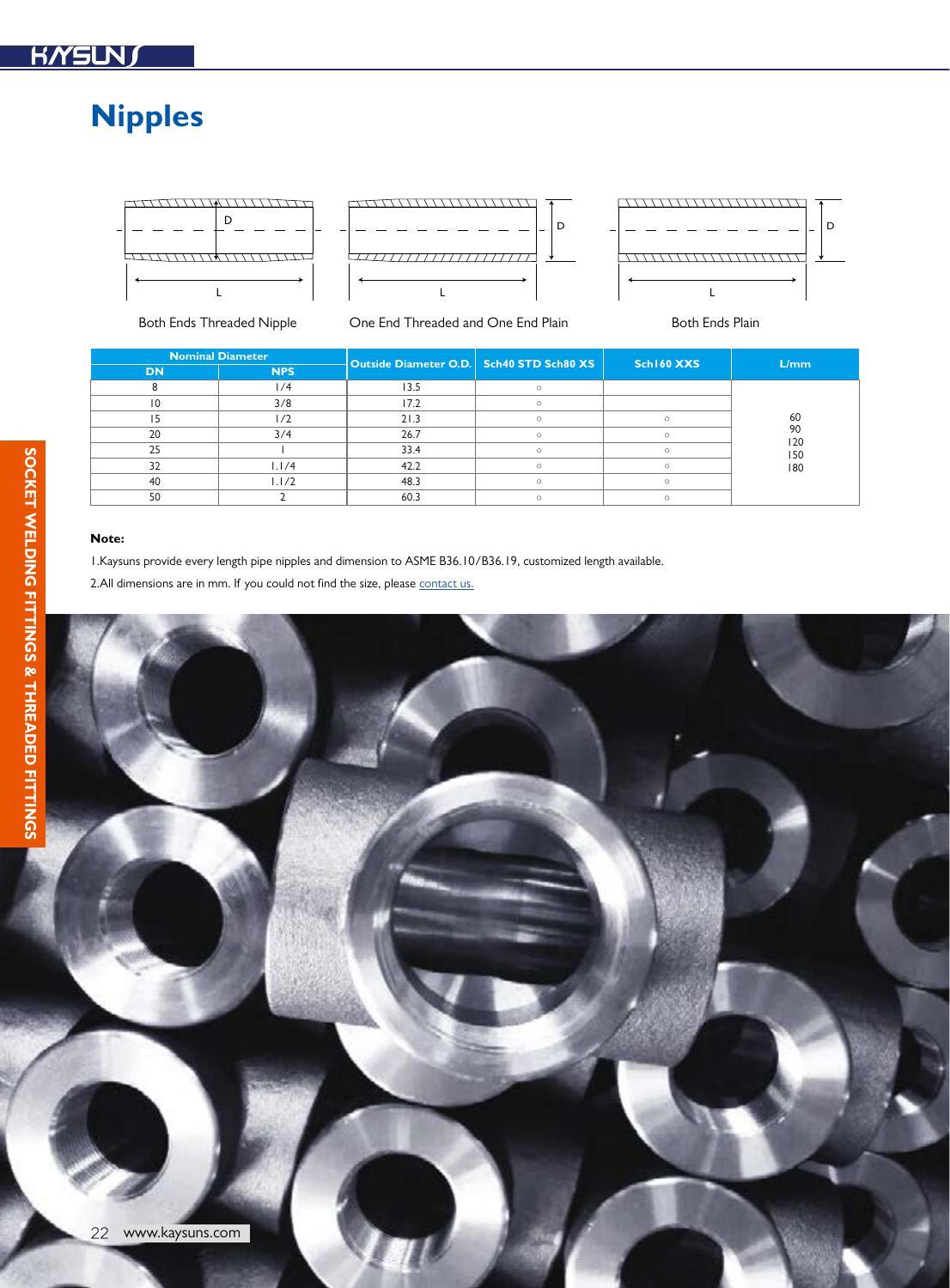# Nipples

Both Ends Threaded Nipple

One End Threaded and One End Plain

Both Ends Plain

| Nominal Diameter | | Outside Diameter O.D. | Sch40 STD Sch80 XS | Sch160 XXS | L/mm |
|---|---|---|---|---|---|
| DN | NPS | | | | |
| 8 | 1/4 | 13.5 | ○ | | 60<br>90<br>120<br>150<br>180 |
| 10 | 3/8 | 17.2 | ○ | | |
| 15 | 1/2 | 21.3 | ○ | ○ | |
| 20 | 3/4 | 26.7 | ○ | ○ | |
| 25 | 1 | 33.4 | ○ | ○ | |
| 32 | 1.1/4 | 42.2 | ○ | ○ | |
| 40 | 1.1/2 | 48.3 | ○ | ○ | |
| 50 | 2 | 60.3 | ○ | ○ | |

**Note:**

1.Kaysuns provide every length pipe nipples and dimension to ASME B36.10/B36.19, customized length available.

2.All dimensions are in mm. If you could not find the size, please contact us.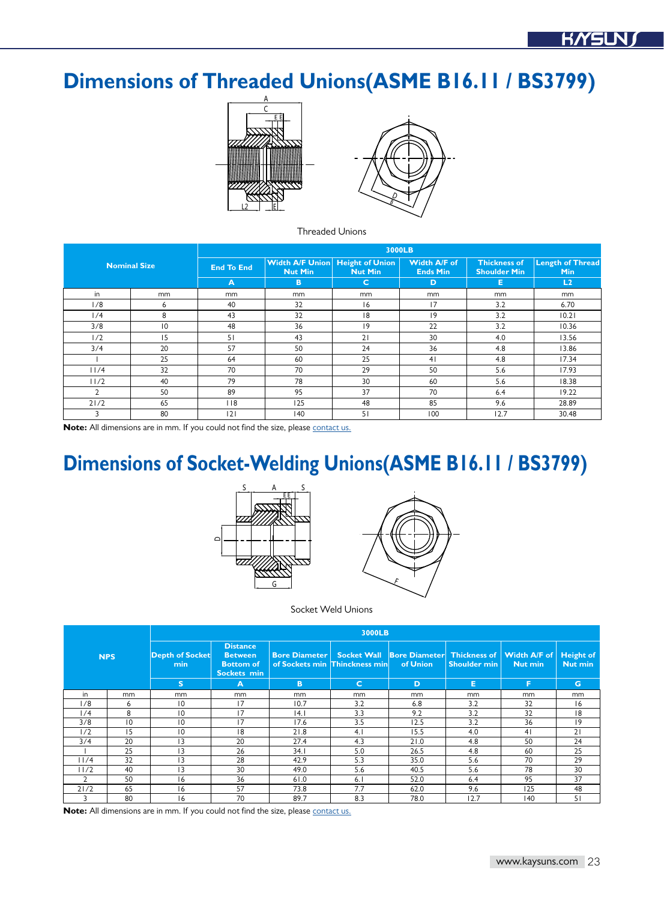# Dimensions of Threaded Unions(ASME B16.11 / BS3799)

Threaded Unions

| Nominal Size | | 3000LB | | | | | |
|---|---|---|---|---|---|---|---|
| | | End To End | Width A/F Union Nut Min | Height of Union Nut Min | Width A/F of Ends Min | Thickness of Shoulder Min | Length of Thread Min |
| | | A | B | C | D | E | L2 |
| in | mm | mm | mm | mm | mm | mm | mm |
| 1/8 | 6 | 40 | 32 | 16 | 17 | 3.2 | 6.70 |
| 1/4 | 8 | 43 | 32 | 18 | 19 | 3.2 | 10.21 |
| 3/8 | 10 | 48 | 36 | 19 | 22 | 3.2 | 10.36 |
| 1/2 | 15 | 51 | 43 | 21 | 30 | 4.0 | 13.56 |
| 3/4 | 20 | 57 | 50 | 24 | 36 | 4.8 | 13.86 |
| 1 | 25 | 64 | 60 | 25 | 41 | 4.8 | 17.34 |
| 11/4 | 32 | 70 | 70 | 29 | 50 | 5.6 | 17.93 |
| 11/2 | 40 | 79 | 78 | 30 | 60 | 5.6 | 18.38 |
| 2 | 50 | 89 | 95 | 37 | 70 | 6.4 | 19.22 |
| 21/2 | 65 | 118 | 125 | 48 | 85 | 9.6 | 28.89 |
| 3 | 80 | 121 | 140 | 51 | 100 | 12.7 | 30.48 |

**Note:** All dimensions are in mm. If you could not find the size, please contact us.

# Dimensions of Socket-Welding Unions(ASME B16.11 / BS3799)

Socket Weld Unions

| NPS | | 3000LB | | | | | | | |
|---|---|---|---|---|---|---|---|---|---|
| | | Depth of Socket min | Distance Between Bottom of Sockets min | Bore Diameter of Sockets min | Socket Wall Thinckness min | Bore Diameter of Union | Thickness of Shoulder min | Width A/F of Nut min | Height of Nut min |
| | | S | A | B | C | D | E | F | G |
| in | mm | mm | mm | mm | mm | mm | mm | mm | mm |
| 1/8 | 6 | 10 | 17 | 10.7 | 3.2 | 6.8 | 3.2 | 32 | 16 |
| 1/4 | 8 | 10 | 17 | 14.1 | 3.3 | 9.2 | 3.2 | 32 | 18 |
| 3/8 | 10 | 10 | 17 | 17.6 | 3.5 | 12.5 | 3.2 | 36 | 19 |
| 1/2 | 15 | 10 | 18 | 21.8 | 4.1 | 15.5 | 4.0 | 41 | 21 |
| 3/4 | 20 | 13 | 20 | 27.4 | 4.3 | 21.0 | 4.8 | 50 | 24 |
| 1 | 25 | 13 | 26 | 34.1 | 5.0 | 26.5 | 4.8 | 60 | 25 |
| 11/4 | 32 | 13 | 28 | 42.9 | 5.3 | 35.0 | 5.6 | 70 | 29 |
| 11/2 | 40 | 13 | 30 | 49.0 | 5.6 | 40.5 | 5.6 | 78 | 30 |
| 2 | 50 | 16 | 36 | 61.0 | 6.1 | 52.0 | 6.4 | 95 | 37 |
| 21/2 | 65 | 16 | 57 | 73.8 | 7.7 | 62.0 | 9.6 | 125 | 48 |
| 3 | 80 | 16 | 70 | 89.7 | 8.3 | 78.0 | 12.7 | 140 | 51 |

**Note:** All dimensions are in mm. If you could not find the size, please contact us.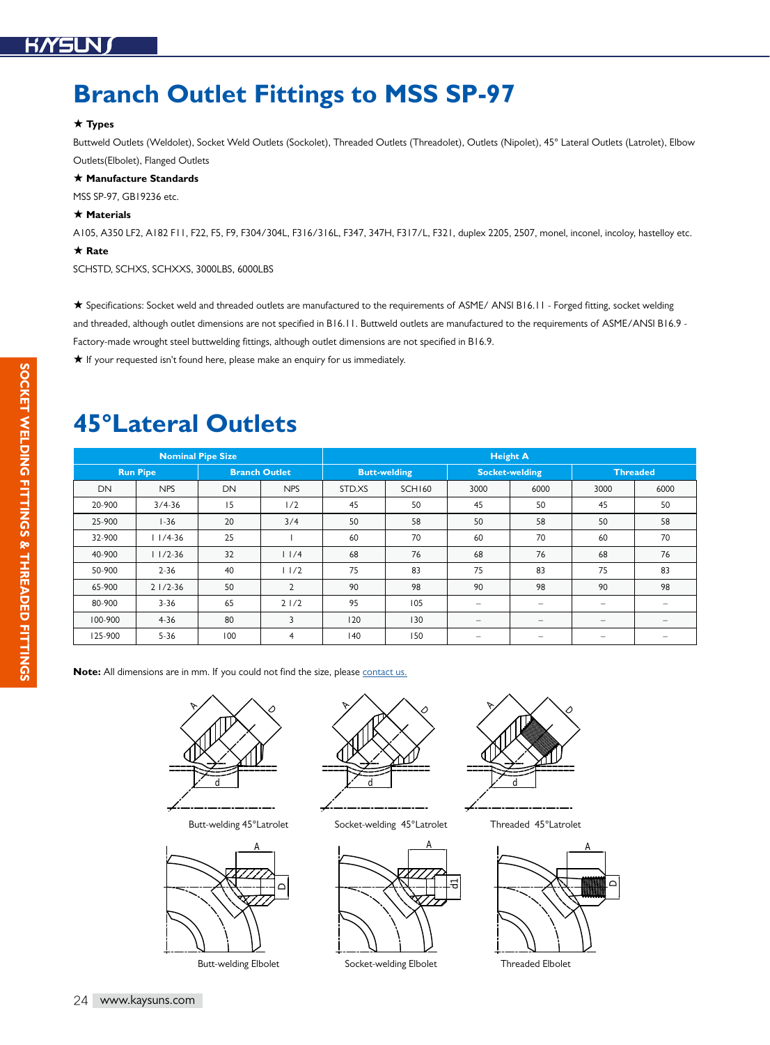# Branch Outlet Fittings to MSS SP-97

★ **Types**

Buttweld Outlets (Weldolet), Socket Weld Outlets (Sockolet), Threaded Outlets (Threadolet), Outlets (Nipolet), 45° Lateral Outlets (Latrolet), Elbow Outlets(Elbolet), Flanged Outlets

★ **Manufacture Standards**

MSS SP-97, GB19236 etc.

★ **Materials**

A105, A350 LF2, A182 F11, F22, F5, F9, F304/304L, F316/316L, F347, 347H, F317/L, F321, duplex 2205, 2507, monel, inconel, incoloy, hastelloy etc.

★ **Rate**

SCHSTD, SCHXS, SCHXXS, 3000LBS, 6000LBS

★ Specifications: Socket weld and threaded outlets are manufactured to the requirements of ASME/ ANSI B16.11 - Forged fitting, socket welding and threaded, although outlet dimensions are not specified in B16.11. Buttweld outlets are manufactured to the requirements of ASME/ANSI B16.9 - Factory-made wrought steel buttwelding fittings, although outlet dimensions are not specified in B16.9.

★ If your requested isn't found here, please make an enquiry for us immediately.

# 45°Lateral Outlets

| Nominal Pipe Size | | | | Height A | | | | | |
|---|---|---|---|---|---|---|---|---|---|
| Run Pipe | | Branch Outlet | | Butt-welding | | Socket-welding | | Threaded | |
| DN | NPS | DN | NPS | STD.XS | SCH160 | 3000 | 6000 | 3000 | 6000 |
| 20-900 | 3/4-36 | 15 | 1/2 | 45 | 50 | 45 | 50 | 45 | 50 |
| 25-900 | 1-36 | 20 | 3/4 | 50 | 58 | 50 | 58 | 50 | 58 |
| 32-900 | 1 1/4-36 | 25 | 1 | 60 | 70 | 60 | 70 | 60 | 70 |
| 40-900 | 1 1/2-36 | 32 | 1 1/4 | 68 | 76 | 68 | 76 | 68 | 76 |
| 50-900 | 2-36 | 40 | 1 1/2 | 75 | 83 | 75 | 83 | 75 | 83 |
| 65-900 | 2 1/2-36 | 50 | 2 | 90 | 98 | 90 | 98 | 90 | 98 |
| 80-900 | 3-36 | 65 | 2 1/2 | 95 | 105 | – | – | – | – |
| 100-900 | 4-36 | 80 | 3 | 120 | 130 | – | – | – | – |
| 125-900 | 5-36 | 100 | 4 | 140 | 150 | – | – | – | – |

**Note:** All dimensions are in mm. If you could not find the size, please contact us.

Butt-welding 45°Latrolet

Socket-welding 45°Latrolet

Threaded 45°Latrolet

Butt-welding Elbolet

Socket-welding Elbolet

Threaded Elbolet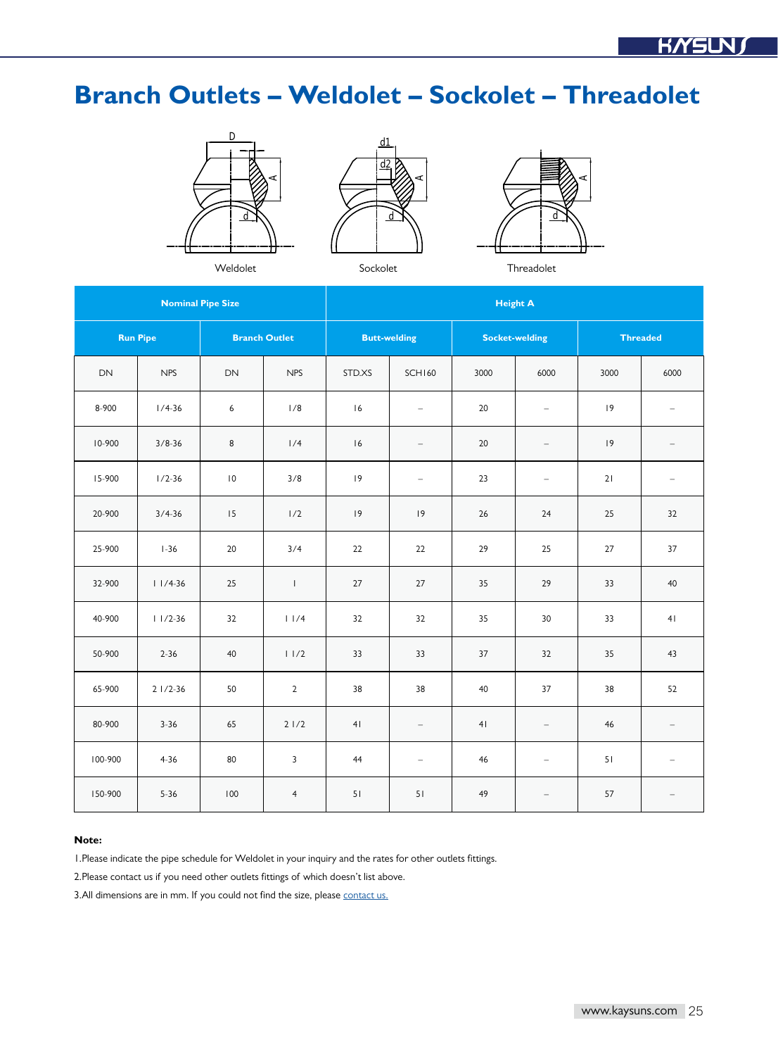# Branch Outlets – Weldolet – Sockolet – Threadolet

D

A

d

Weldolet

d1

d2

A

d

Sockolet

A

d

Threadolet

| Nominal Pipe Size | | | | Height A | | | | | |
|---|---|---|---|---|---|---|---|---|---|
| Run Pipe | | Branch Outlet | | Butt-welding | | Socket-welding | | Threaded | |
| DN | NPS | DN | NPS | STD.XS | SCH160 | 3000 | 6000 | 3000 | 6000 |
| 8-900 | 1/4-36 | 6 | 1/8 | 16 | – | 20 | – | 19 | – |
| 10-900 | 3/8-36 | 8 | 1/4 | 16 | – | 20 | – | 19 | – |
| 15-900 | 1/2-36 | 10 | 3/8 | 19 | – | 23 | – | 21 | – |
| 20-900 | 3/4-36 | 15 | 1/2 | 19 | 19 | 26 | 24 | 25 | 32 |
| 25-900 | 1-36 | 20 | 3/4 | 22 | 22 | 29 | 25 | 27 | 37 |
| 32-900 | 1 1/4-36 | 25 | 1 | 27 | 27 | 35 | 29 | 33 | 40 |
| 40-900 | 1 1/2-36 | 32 | 1 1/4 | 32 | 32 | 35 | 30 | 33 | 41 |
| 50-900 | 2-36 | 40 | 1 1/2 | 33 | 33 | 37 | 32 | 35 | 43 |
| 65-900 | 2 1/2-36 | 50 | 2 | 38 | 38 | 40 | 37 | 38 | 52 |
| 80-900 | 3-36 | 65 | 2 1/2 | 41 | – | 41 | – | 46 | – |
| 100-900 | 4-36 | 80 | 3 | 44 | – | 46 | – | 51 | – |
| 150-900 | 5-36 | 100 | 4 | 51 | 51 | 49 | – | 57 | – |

**Note:**

1.Please indicate the pipe schedule for Weldolet in your inquiry and the rates for other outlets fittings.

2.Please contact us if you need other outlets fittings of which doesn't list above.

3.All dimensions are in mm. If you could not find the size, please contact us.